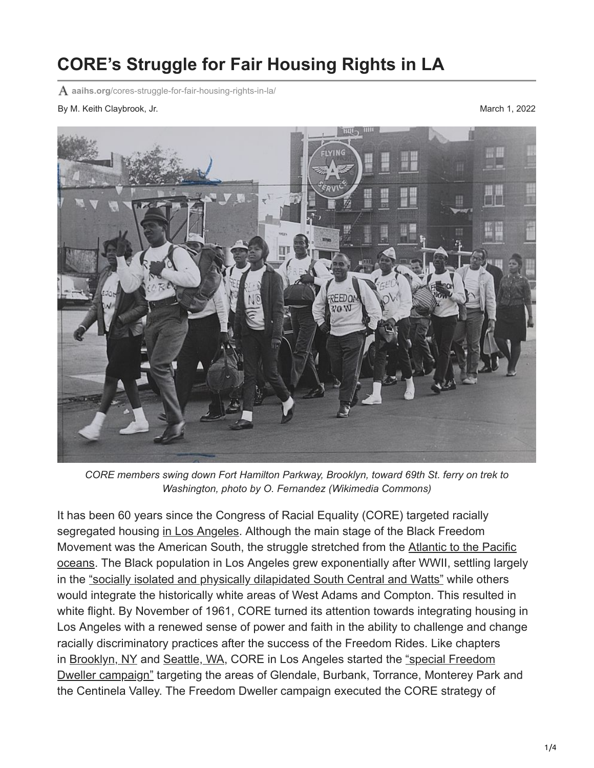# CORE's Struggle for Fair Housing Rights in LA

aaihs.org/cores-struggle-for-fair-housing-rights-in-la/

By M. Keith Claybrook, Jr.

March 1, 2022

*CORE members swing down Fort Hamilton Parkway, Brooklyn, toward 69th St. ferry on trek to Washington, photo by O. Fernandez (Wikimedia Commons)*

It has been 60 years since the Congress of Racial Equality (CORE) targeted racially segregated housing in Los Angeles. Although the main stage of the Black Freedom Movement was the American South, the struggle stretched from the Atlantic to the Pacific oceans. The Black population in Los Angeles grew exponentially after WWII, settling largely in the "socially isolated and physically dilapidated South Central and Watts" while others would integrate the historically white areas of West Adams and Compton. This resulted in white flight. By November of 1961, CORE turned its attention towards integrating housing in Los Angeles with a renewed sense of power and faith in the ability to challenge and change racially discriminatory practices after the success of the Freedom Rides. Like chapters in Brooklyn, NY and Seattle, WA, CORE in Los Angeles started the "special Freedom Dweller campaign" targeting the areas of Glendale, Burbank, Torrance, Monterey Park and the Centinela Valley. The Freedom Dweller campaign executed the CORE strategy of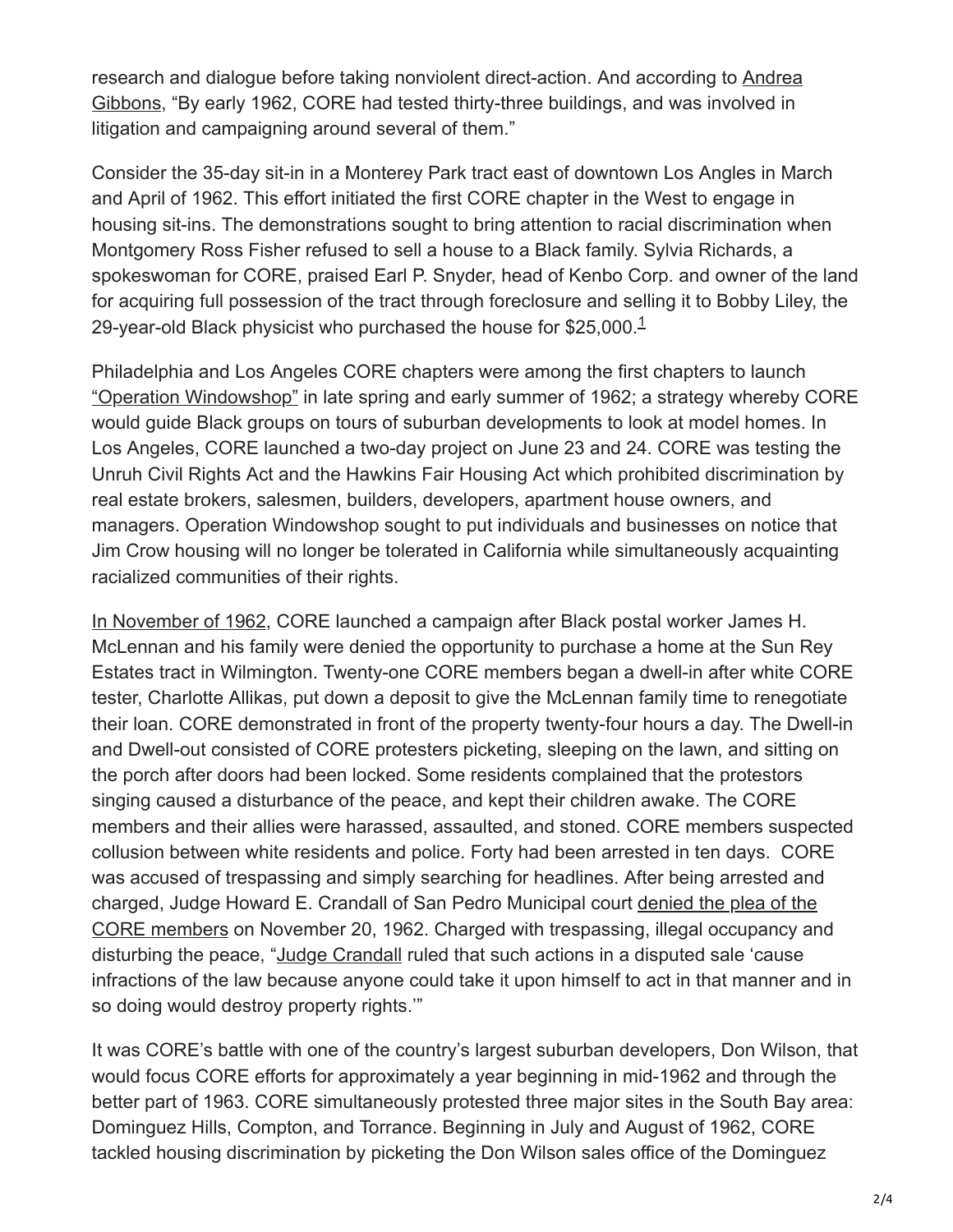research and dialogue before taking nonviolent direct-action. And according to Andrea Gibbons, "By early 1962, CORE had tested thirty-three buildings, and was involved in litigation and campaigning around several of them."

Consider the 35-day sit-in in a Monterey Park tract east of downtown Los Angles in March and April of 1962. This effort initiated the first CORE chapter in the West to engage in housing sit-ins. The demonstrations sought to bring attention to racial discrimination when Montgomery Ross Fisher refused to sell a house to a Black family. Sylvia Richards, a spokeswoman for CORE, praised Earl P. Snyder, head of Kenbo Corp. and owner of the land for acquiring full possession of the tract through foreclosure and selling it to Bobby Liley, the 29-year-old Black physicist who purchased the house for $25,000.[1]

Philadelphia and Los Angeles CORE chapters were among the first chapters to launch "Operation Windowshop" in late spring and early summer of 1962; a strategy whereby CORE would guide Black groups on tours of suburban developments to look at model homes. In Los Angeles, CORE launched a two-day project on June 23 and 24. CORE was testing the Unruh Civil Rights Act and the Hawkins Fair Housing Act which prohibited discrimination by real estate brokers, salesmen, builders, developers, apartment house owners, and managers. Operation Windowshop sought to put individuals and businesses on notice that Jim Crow housing will no longer be tolerated in California while simultaneously acquainting racialized communities of their rights.

In November of 1962, CORE launched a campaign after Black postal worker James H. McLennan and his family were denied the opportunity to purchase a home at the Sun Rey Estates tract in Wilmington. Twenty-one CORE members began a dwell-in after white CORE tester, Charlotte Allikas, put down a deposit to give the McLennan family time to renegotiate their loan. CORE demonstrated in front of the property twenty-four hours a day. The Dwell-in and Dwell-out consisted of CORE protesters picketing, sleeping on the lawn, and sitting on the porch after doors had been locked. Some residents complained that the protestors singing caused a disturbance of the peace, and kept their children awake. The CORE members and their allies were harassed, assaulted, and stoned. CORE members suspected collusion between white residents and police. Forty had been arrested in ten days. CORE was accused of trespassing and simply searching for headlines. After being arrested and charged, Judge Howard E. Crandall of San Pedro Municipal court denied the plea of the CORE members on November 20, 1962. Charged with trespassing, illegal occupancy and disturbing the peace, "Judge Crandall ruled that such actions in a disputed sale 'cause infractions of the law because anyone could take it upon himself to act in that manner and in so doing would destroy property rights.'"

It was CORE's battle with one of the country's largest suburban developers, Don Wilson, that would focus CORE efforts for approximately a year beginning in mid-1962 and through the better part of 1963. CORE simultaneously protested three major sites in the South Bay area: Dominguez Hills, Compton, and Torrance. Beginning in July and August of 1962, CORE tackled housing discrimination by picketing the Don Wilson sales office of the Dominguez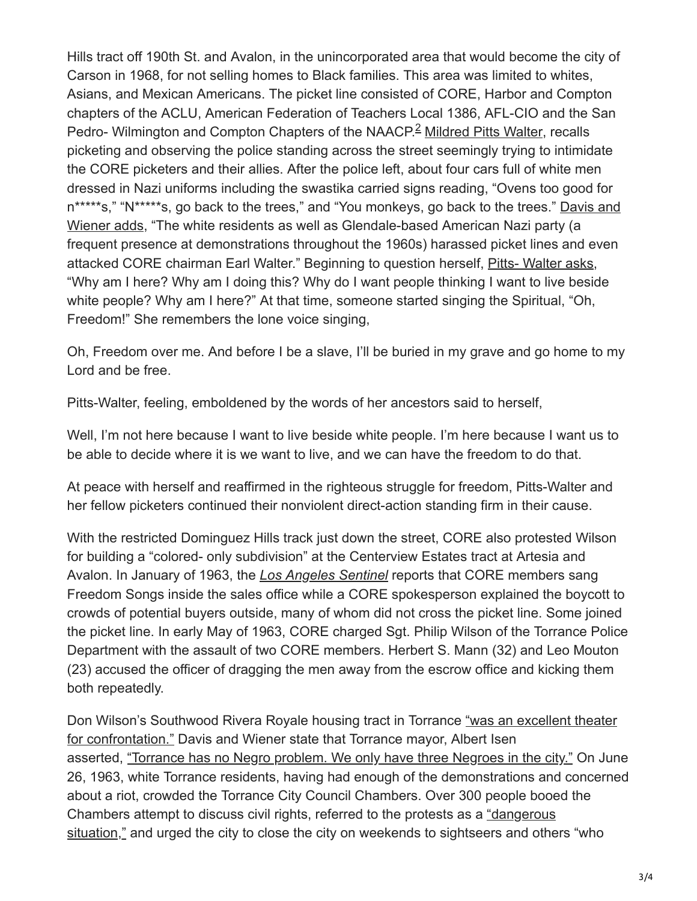Hills tract off 190th St. and Avalon, in the unincorporated area that would become the city of Carson in 1968, for not selling homes to Black families. This area was limited to whites, Asians, and Mexican Americans. The picket line consisted of CORE, Harbor and Compton chapters of the ACLU, American Federation of Teachers Local 1386, AFL-CIO and the San Pedro- Wilmington and Compton Chapters of the NAACP.[2] Mildred Pitts Walter, recalls picketing and observing the police standing across the street seemingly trying to intimidate the CORE picketers and their allies. After the police left, about four cars full of white men dressed in Nazi uniforms including the swastika carried signs reading, "Ovens too good for n*****s," "N*****s, go back to the trees," and "You monkeys, go back to the trees." Davis and Wiener adds, "The white residents as well as Glendale-based American Nazi party (a frequent presence at demonstrations throughout the 1960s) harassed picket lines and even attacked CORE chairman Earl Walter." Beginning to question herself, Pitts- Walter asks, "Why am I here? Why am I doing this? Why do I want people thinking I want to live beside white people? Why am I here?" At that time, someone started singing the Spiritual, "Oh, Freedom!" She remembers the lone voice singing,

Oh, Freedom over me. And before I be a slave, I'll be buried in my grave and go home to my Lord and be free.

Pitts-Walter, feeling, emboldened by the words of her ancestors said to herself,

Well, I'm not here because I want to live beside white people. I'm here because I want us to be able to decide where it is we want to live, and we can have the freedom to do that.

At peace with herself and reaffirmed in the righteous struggle for freedom, Pitts-Walter and her fellow picketers continued their nonviolent direct-action standing firm in their cause.

With the restricted Dominguez Hills track just down the street, CORE also protested Wilson for building a "colored- only subdivision" at the Centerview Estates tract at Artesia and Avalon. In January of 1963, the *Los Angeles Sentinel* reports that CORE members sang Freedom Songs inside the sales office while a CORE spokesperson explained the boycott to crowds of potential buyers outside, many of whom did not cross the picket line. Some joined the picket line. In early May of 1963, CORE charged Sgt. Philip Wilson of the Torrance Police Department with the assault of two CORE members. Herbert S. Mann (32) and Leo Mouton (23) accused the officer of dragging the men away from the escrow office and kicking them both repeatedly.

Don Wilson's Southwood Rivera Royale housing tract in Torrance "was an excellent theater for confrontation." Davis and Wiener state that Torrance mayor, Albert Isen asserted, "Torrance has no Negro problem. We only have three Negroes in the city." On June 26, 1963, white Torrance residents, having had enough of the demonstrations and concerned about a riot, crowded the Torrance City Council Chambers. Over 300 people booed the Chambers attempt to discuss civil rights, referred to the protests as a "dangerous situation," and urged the city to close the city on weekends to sightseers and others "who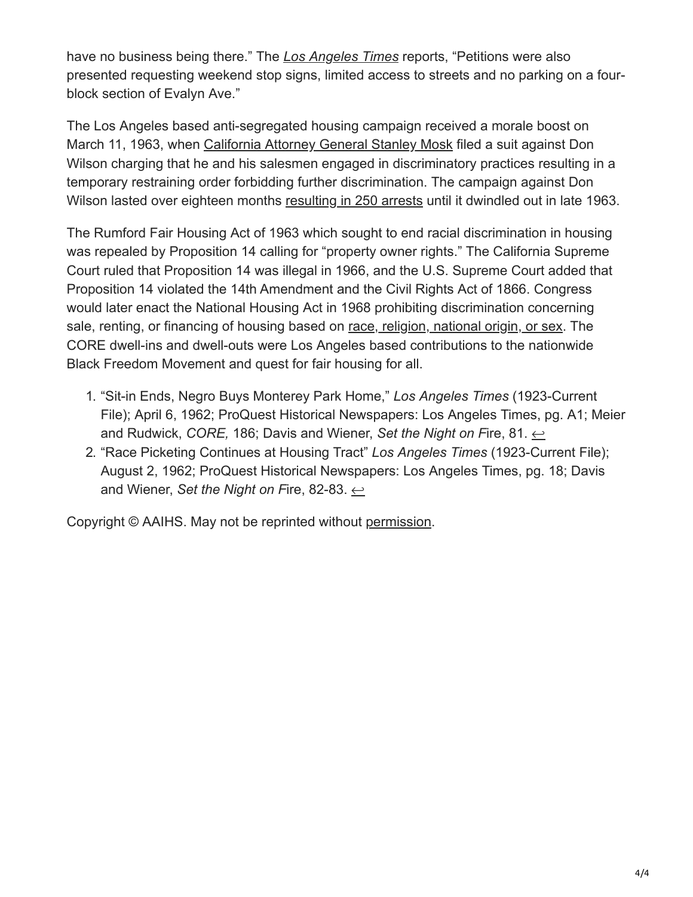have no business being there." The *Los Angeles Times* reports, "Petitions were also presented requesting weekend stop signs, limited access to streets and no parking on a four-block section of Evalyn Ave."

The Los Angeles based anti-segregated housing campaign received a morale boost on March 11, 1963, when California Attorney General Stanley Mosk filed a suit against Don Wilson charging that he and his salesmen engaged in discriminatory practices resulting in a temporary restraining order forbidding further discrimination. The campaign against Don Wilson lasted over eighteen months resulting in 250 arrests until it dwindled out in late 1963.

The Rumford Fair Housing Act of 1963 which sought to end racial discrimination in housing was repealed by Proposition 14 calling for "property owner rights." The California Supreme Court ruled that Proposition 14 was illegal in 1966, and the U.S. Supreme Court added that Proposition 14 violated the 14th Amendment and the Civil Rights Act of 1866. Congress would later enact the National Housing Act in 1968 prohibiting discrimination concerning sale, renting, or financing of housing based on race, religion, national origin, or sex. The CORE dwell-ins and dwell-outs were Los Angeles based contributions to the nationwide Black Freedom Movement and quest for fair housing for all.

1. "Sit-in Ends, Negro Buys Monterey Park Home," *Los Angeles Times* (1923-Current File); April 6, 1962; ProQuest Historical Newspapers: Los Angeles Times, pg. A1; Meier and Rudwick, *CORE,* 186; Davis and Wiener, *Set the Night on F*ire, 81. ↩
2. "Race Picketing Continues at Housing Tract" *Los Angeles Times* (1923-Current File); August 2, 1962; ProQuest Historical Newspapers: Los Angeles Times, pg. 18; Davis and Wiener, *Set the Night on F*ire, 82-83. ↩

Copyright © AAIHS. May not be reprinted without permission.